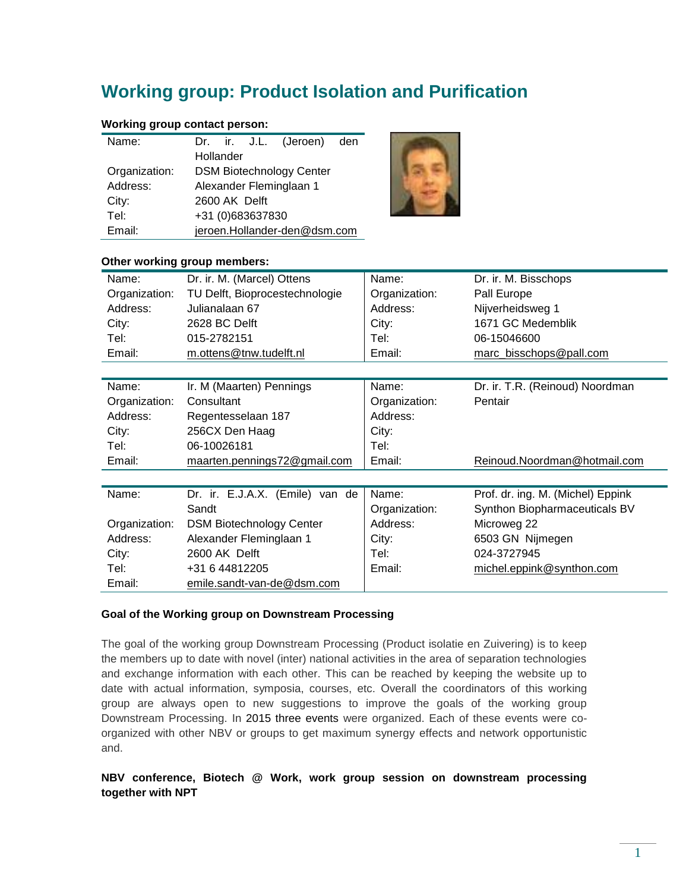# Working group: Product Isolation and Purification

**Working group contact person:**

| | |
|---|---|
| Name: | Dr. ir. J.L. (Jeroen) den Hollander |
| Organization: | DSM Biotechnology Center |
| Address: | Alexander Fleminglaan 1 |
| City: | 2600 AK Delft |
| Tel: | +31 (0)683637830 |
| Email: | jeroen.Hollander-den@dsm.com |

**Other working group members:**

| | | | |
|---|---|---|---|
| Name: | Dr. ir. M. (Marcel) Ottens | Name: | Dr. ir. M. Bisschops |
| Organization: | TU Delft, Bioprocestechnologie | Organization: | Pall Europe |
| Address: | Julianalaan 67 | Address: | Nijverheidsweg 1 |
| City: | 2628 BC Delft | City: | 1671 GC Medemblik |
| Tel: | 015-2782151 | Tel: | 06-15046600 |
| Email: | m.ottens@tnw.tudelft.nl | Email: | marc_bisschops@pall.com |

| | | | |
|---|---|---|---|
| Name: | Ir. M (Maarten) Pennings | Name: | Dr. ir. T.R. (Reinoud) Noordman |
| Organization: | Consultant | Organization: | Pentair |
| Address: | Regentesselaan 187 | Address: | |
| City: | 256CX Den Haag | City: | |
| Tel: | 06-10026181 | Tel: | |
| Email: | maarten.pennings72@gmail.com | Email: | Reinoud.Noordman@hotmail.com |

| | | | |
|---|---|---|---|
| Name: | Dr. ir. E.J.A.X. (Emile) van de Sandt | Name: | Prof. dr. ing. M. (Michel) Eppink |
| Organization: | DSM Biotechnology Center | Organization: | Synthon Biopharmaceuticals BV |
| Address: | Alexander Fleminglaan 1 | Address: | Microweg 22 |
| City: | 2600 AK Delft | City: | 6503 GN Nijmegen |
| Tel: | +31 6 44812205 | Tel: | 024-3727945 |
| Email: | emile.sandt-van-de@dsm.com | Email: | michel.eppink@synthon.com |

**Goal of the Working group on Downstream Processing**

The goal of the working group Downstream Processing (Product isolatie en Zuivering) is to keep the members up to date with novel (inter) national activities in the area of separation technologies and exchange information with each other. This can be reached by keeping the website up to date with actual information, symposia, courses, etc. Overall the coordinators of this working group are always open to new suggestions to improve the goals of the working group Downstream Processing. In 2015 three events were organized. Each of these events were co-organized with other NBV or groups to get maximum synergy effects and network opportunistic and.

**NBV conference, Biotech @ Work, work group session on downstream processing together with NPT**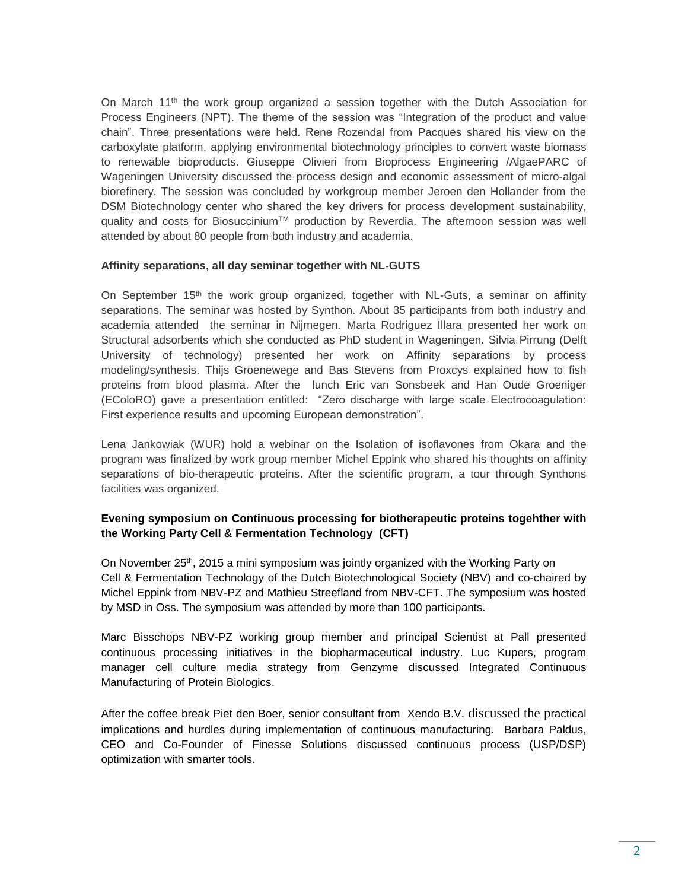On March 11th the work group organized a session together with the Dutch Association for Process Engineers (NPT). The theme of the session was "Integration of the product and value chain". Three presentations were held. Rene Rozendal from Pacques shared his view on the carboxylate platform, applying environmental biotechnology principles to convert waste biomass to renewable bioproducts. Giuseppe Olivieri from Bioprocess Engineering /AlgaePARC of Wageningen University discussed the process design and economic assessment of micro-algal biorefinery. The session was concluded by workgroup member Jeroen den Hollander from the DSM Biotechnology center who shared the key drivers for process development sustainability, quality and costs for Biosuccinium™ production by Reverdia. The afternoon session was well attended by about 80 people from both industry and academia.

**Affinity separations, all day seminar together with NL-GUTS**

On September 15th the work group organized, together with NL-Guts, a seminar on affinity separations. The seminar was hosted by Synthon. About 35 participants from both industry and academia attended the seminar in Nijmegen. Marta Rodriguez Illara presented her work on Structural adsorbents which she conducted as PhD student in Wageningen. Silvia Pirrung (Delft University of technology) presented her work on Affinity separations by process modeling/synthesis. Thijs Groenewege and Bas Stevens from Proxcys explained how to fish proteins from blood plasma. After the lunch Eric van Sonsbeek and Han Oude Groeniger (EColoRO) gave a presentation entitled: "Zero discharge with large scale Electrocoagulation: First experience results and upcoming European demonstration".

Lena Jankowiak (WUR) hold a webinar on the Isolation of isoflavones from Okara and the program was finalized by work group member Michel Eppink who shared his thoughts on affinity separations of bio-therapeutic proteins. After the scientific program, a tour through Synthons facilities was organized.

**Evening symposium on Continuous processing for biotherapeutic proteins togehther with the Working Party Cell & Fermentation Technology (CFT)**

On November 25th, 2015 a mini symposium was jointly organized with the Working Party on Cell & Fermentation Technology of the Dutch Biotechnological Society (NBV) and co-chaired by Michel Eppink from NBV-PZ and Mathieu Streefland from NBV-CFT. The symposium was hosted by MSD in Oss. The symposium was attended by more than 100 participants.

Marc Bisschops NBV-PZ working group member and principal Scientist at Pall presented continuous processing initiatives in the biopharmaceutical industry. Luc Kupers, program manager cell culture media strategy from Genzyme discussed Integrated Continuous Manufacturing of Protein Biologics.

After the coffee break Piet den Boer, senior consultant from Xendo B.V. discussed the practical implications and hurdles during implementation of continuous manufacturing. Barbara Paldus, CEO and Co-Founder of Finesse Solutions discussed continuous process (USP/DSP) optimization with smarter tools.